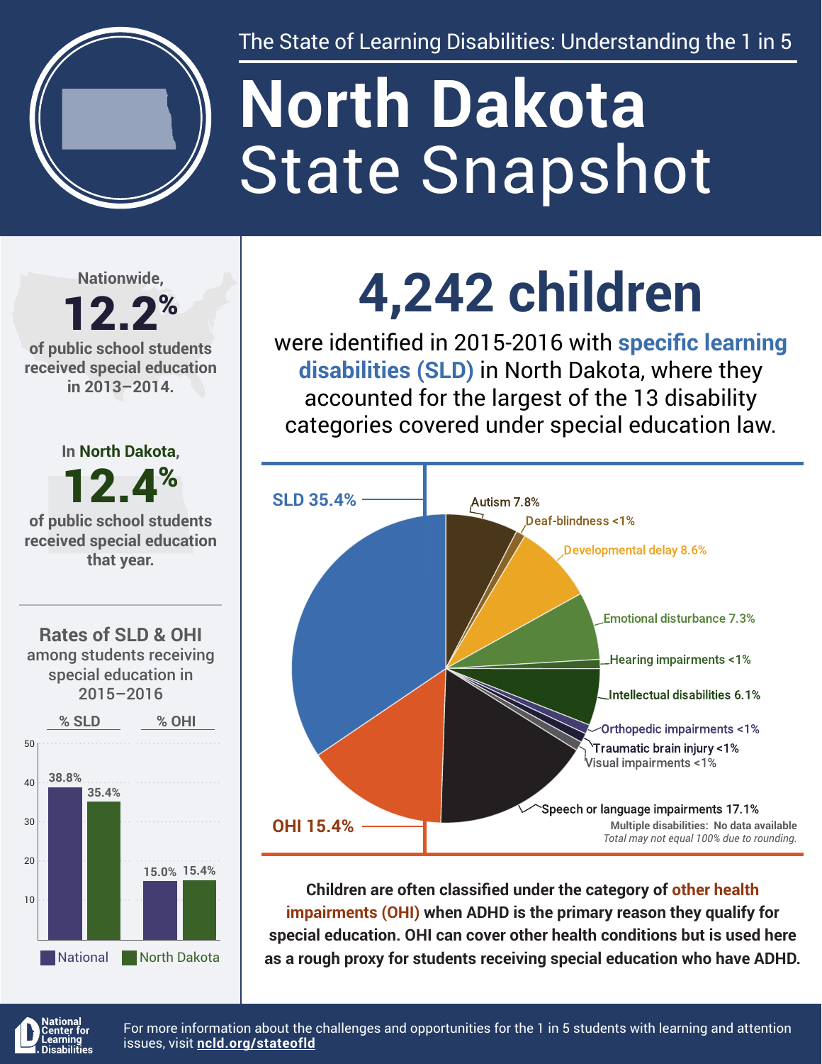The State of Learning Disabilities: Understanding the 1 in 5

# North Dakota State Snapshot

Nationwide, **12.2%** of public school students received special education in 2013–2014.

In North Dakota, **12.4%** of public school students received special education that year.

## Rates of SLD & OHI among students receiving special education in 2015–2016

| | National | North Dakota |
|---|---|---|
| % SLD | 38.8% | 35.4% |
| % OHI | 15.0% | 15.4% |

# 4,242 children

were identified in 2015-2016 with **specific learning disabilities (SLD)** in North Dakota, where they accounted for the largest of the 13 disability categories covered under special education law.

| Category | Percentage |
|---|---|
| SLD | 35.4% |
| Autism | 7.8% |
| Deaf-blindness | <1% |
| Developmental delay | 8.6% |
| Emotional disturbance | 7.3% |
| Hearing impairments | <1% |
| Intellectual disabilities | 6.1% |
| Orthopedic impairments | <1% |
| Traumatic brain injury | <1% |
| Visual impairments | <1% |
| Speech or language impairments | 17.1% |
| OHI | 15.4% |

Multiple disabilities: No data available

*Total may not equal 100% due to rounding.*

**Children are often classified under the category of other health impairments (OHI) when ADHD is the primary reason they qualify for special education. OHI can cover other health conditions but is used here as a rough proxy for students receiving special education who have ADHD.**

National Center for Learning Disabilities

For more information about the challenges and opportunities for the 1 in 5 students with learning and attention issues, visit **ncld.org/stateofld**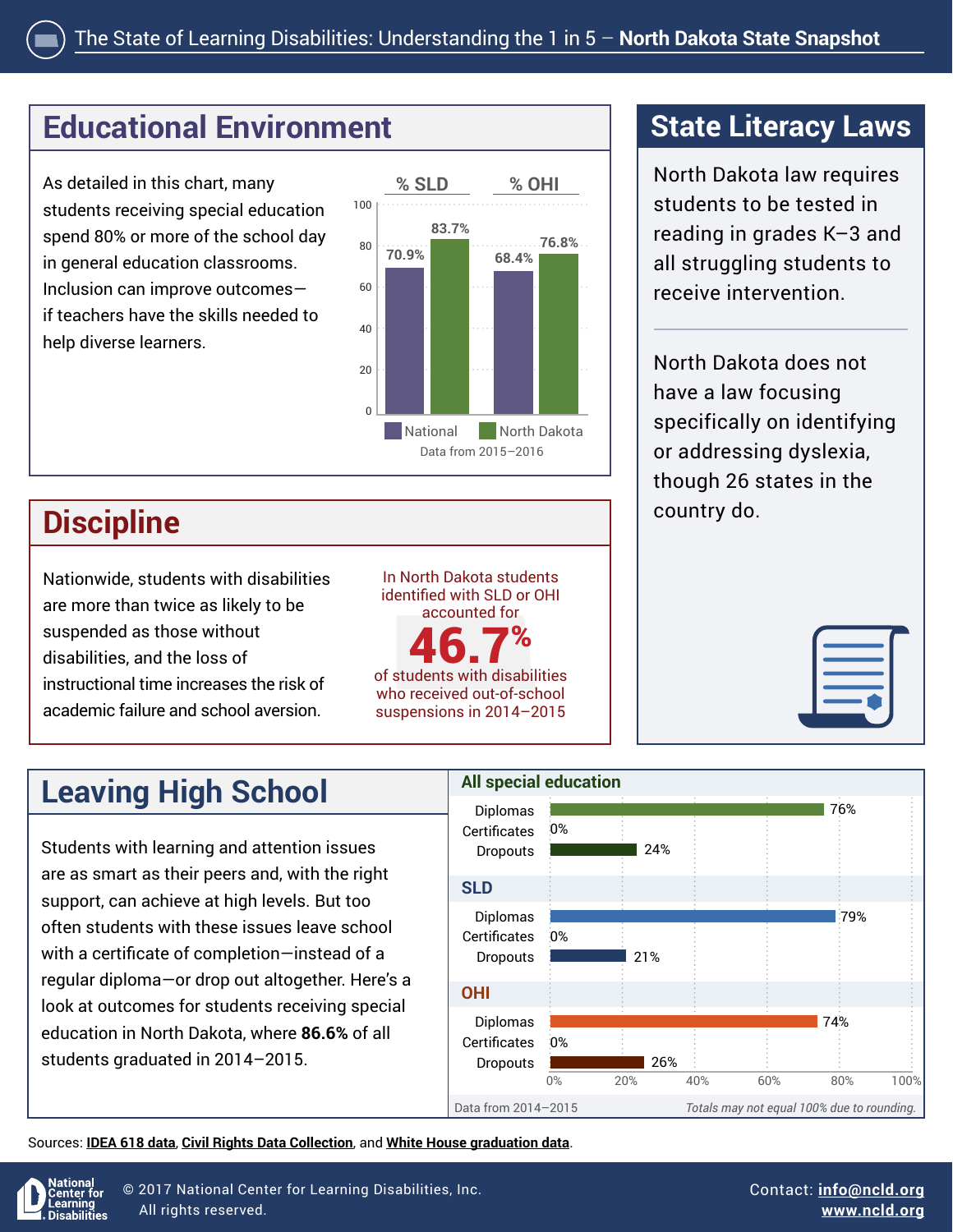# The State of Learning Disabilities: Understanding the 1 in 5 – **North Dakota State Snapshot**

## Educational Environment

As detailed in this chart, many students receiving special education spend 80% or more of the school day in general education classrooms. Inclusion can improve outcomes—if teachers have the skills needed to help diverse learners.

% SLD
% OHI
100
80
60
40
20
0
70.9%
83.7%
68.4%
76.8%
National
North Dakota
Data from 2015–2016

## State Literacy Laws

North Dakota law requires students to be tested in reading in grades K–3 and all struggling students to receive intervention.

North Dakota does not have a law focusing specifically on identifying or addressing dyslexia, though 26 states in the country do.

## Discipline

Nationwide, students with disabilities are more than twice as likely to be suspended as those without disabilities, and the loss of instructional time increases the risk of academic failure and school aversion.

In North Dakota students identified with SLD or OHI accounted for **46.7%** of students with disabilities who received out-of-school suspensions in 2014–2015

## Leaving High School

Students with learning and attention issues are as smart as their peers and, with the right support, can achieve at high levels. But too often students with these issues leave school with a certificate of completion—instead of a regular diploma—or drop out altogether. Here's a look at outcomes for students receiving special education in North Dakota, where **86.6%** of all students graduated in 2014–2015.

**All special education**
Diplomas 76%
Certificates 0%
Dropouts 24%

**SLD**
Diplomas 79%
Certificates 0%
Dropouts 21%

**OHI**
Diplomas 74%
Certificates 0%
Dropouts 26%

0% 20% 40% 60% 80% 100%

Data from 2014–2015

*Totals may not equal 100% due to rounding.*

Sources: **IDEA 618 data**, **Civil Rights Data Collection**, and **White House graduation data**.

National Center for Learning Disabilities

© 2017 National Center for Learning Disabilities, Inc. All rights reserved.

Contact: **info@ncld.org**
**www.ncld.org**